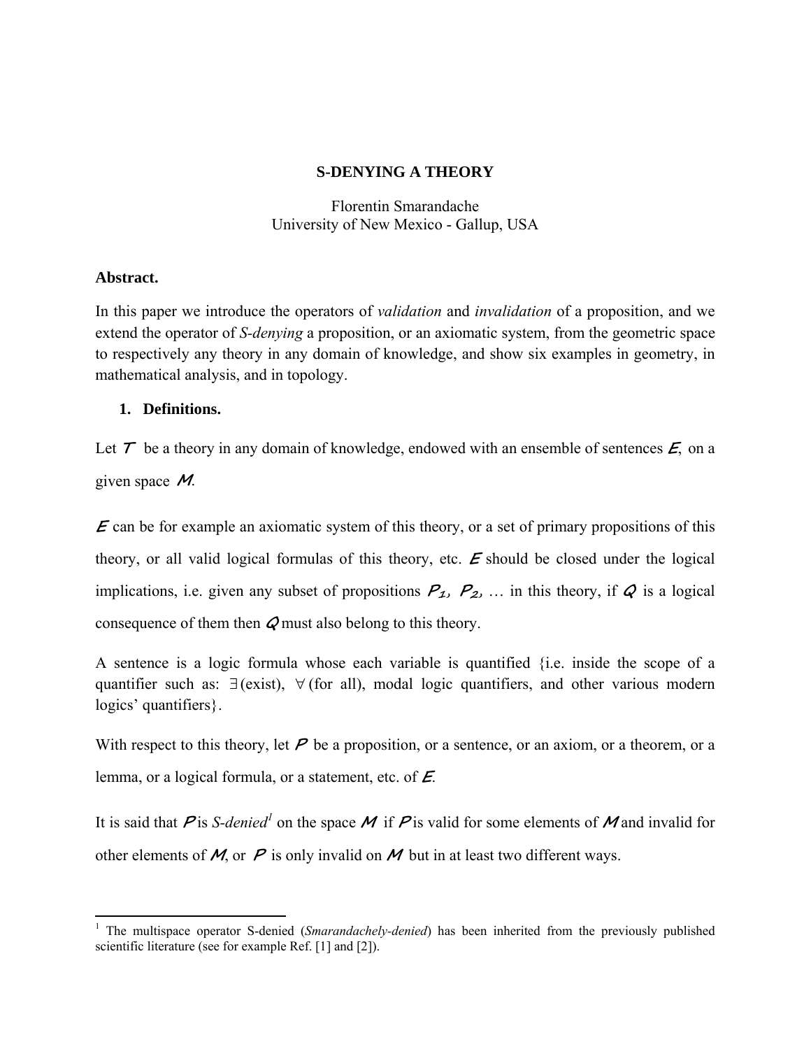# S-DENYING A THEORY

Florentin Smarandache
University of New Mexico - Gallup, USA

**Abstract.**

In this paper we introduce the operators of *validation* and *invalidation* of a proposition, and we extend the operator of *S-denying* a proposition, or an axiomatic system, from the geometric space to respectively any theory in any domain of knowledge, and show six examples in geometry, in mathematical analysis, and in topology.

## 1. Definitions.

Let $\mathcal{T}$ be a theory in any domain of knowledge, endowed with an ensemble of sentences $\mathcal{E}$, on a given space $\mathcal{M}$.

$\mathcal{E}$ can be for example an axiomatic system of this theory, or a set of primary propositions of this theory, or all valid logical formulas of this theory, etc. $\mathcal{E}$ should be closed under the logical implications, i.e. given any subset of propositions $\mathcal{P}_1$, $\mathcal{P}_2$, … in this theory, if $\mathcal{Q}$ is a logical consequence of them then $\mathcal{Q}$ must also belong to this theory.

A sentence is a logic formula whose each variable is quantified {i.e. inside the scope of a quantifier such as: $\exists$ (exist), $\forall$ (for all), modal logic quantifiers, and other various modern logics' quantifiers}.

With respect to this theory, let $\mathcal{P}$ be a proposition, or a sentence, or an axiom, or a theorem, or a lemma, or a logical formula, or a statement, etc. of $\mathcal{E}$.

It is said that $\mathcal{P}$ is *S-denied*[1] on the space $\mathcal{M}$ if $\mathcal{P}$ is valid for some elements of $\mathcal{M}$ and invalid for other elements of $\mathcal{M}$, or $\mathcal{P}$ is only invalid on $\mathcal{M}$ but in at least two different ways.

[1] The multispace operator S-denied (*Smarandachely-denied*) has been inherited from the previously published scientific literature (see for example Ref. [1] and [2]).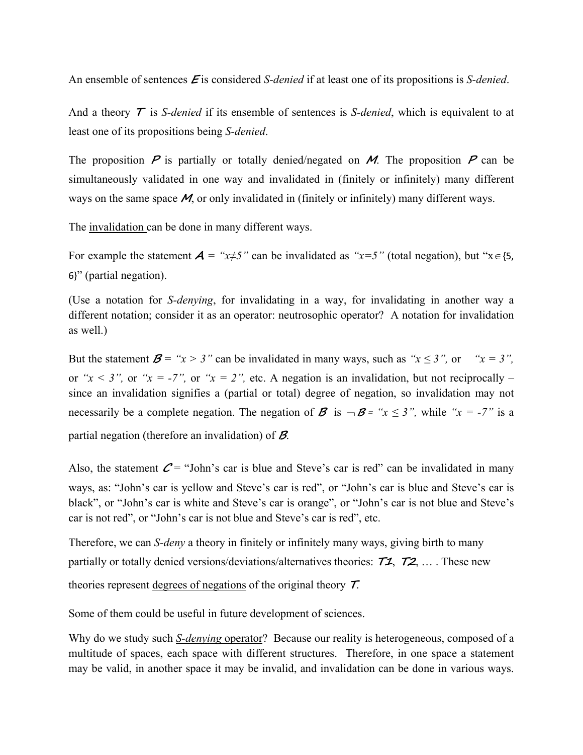An ensemble of sentences $E$ is considered *S-denied* if at least one of its propositions is *S-denied*.

And a theory $T$ is *S-denied* if its ensemble of sentences is *S-denied*, which is equivalent to at least one of its propositions being *S-denied*.

The proposition $P$ is partially or totally denied/negated on $M$. The proposition $P$ can be simultaneously validated in one way and invalidated in (finitely or infinitely) many different ways on the same space $M$, or only invalidated in (finitely or infinitely) many different ways.

The invalidation can be done in many different ways.

For example the statement $A$ = *"$x \neq 5$"* can be invalidated as *"$x = 5$"* (total negation), but "$x \in \{5, 6\}$" (partial negation).

(Use a notation for *S-denying*, for invalidating in a way, for invalidating in another way a different notation; consider it as an operator: neutrosophic operator? A notation for invalidation as well.)

But the statement $B$ = *"$x > 3$"* can be invalidated in many ways, such as *"$x \leq 3$"*, or *"$x = 3$"*, or *"$x < 3$"*, or *"$x = -7$"*, or *"$x = 2$"*, etc. A negation is an invalidation, but not reciprocally – since an invalidation signifies a (partial or total) degree of negation, so invalidation may not necessarily be a complete negation. The negation of $B$ is $\neg B$ = *"$x \leq 3$"*, while *"$x = -7$"* is a partial negation (therefore an invalidation) of $B$.

Also, the statement $C$ = "John's car is blue and Steve's car is red" can be invalidated in many ways, as: "John's car is yellow and Steve's car is red", or "John's car is blue and Steve's car is black", or "John's car is white and Steve's car is orange", or "John's car is not blue and Steve's car is not red", or "John's car is not blue and Steve's car is red", etc.

Therefore, we can *S-deny* a theory in finitely or infinitely many ways, giving birth to many partially or totally denied versions/deviations/alternatives theories: $T1$, $T2$, … . These new theories represent degrees of negations of the original theory $T$.

Some of them could be useful in future development of sciences.

Why do we study such *S-denying* operator? Because our reality is heterogeneous, composed of a multitude of spaces, each space with different structures. Therefore, in one space a statement may be valid, in another space it may be invalid, and invalidation can be done in various ways.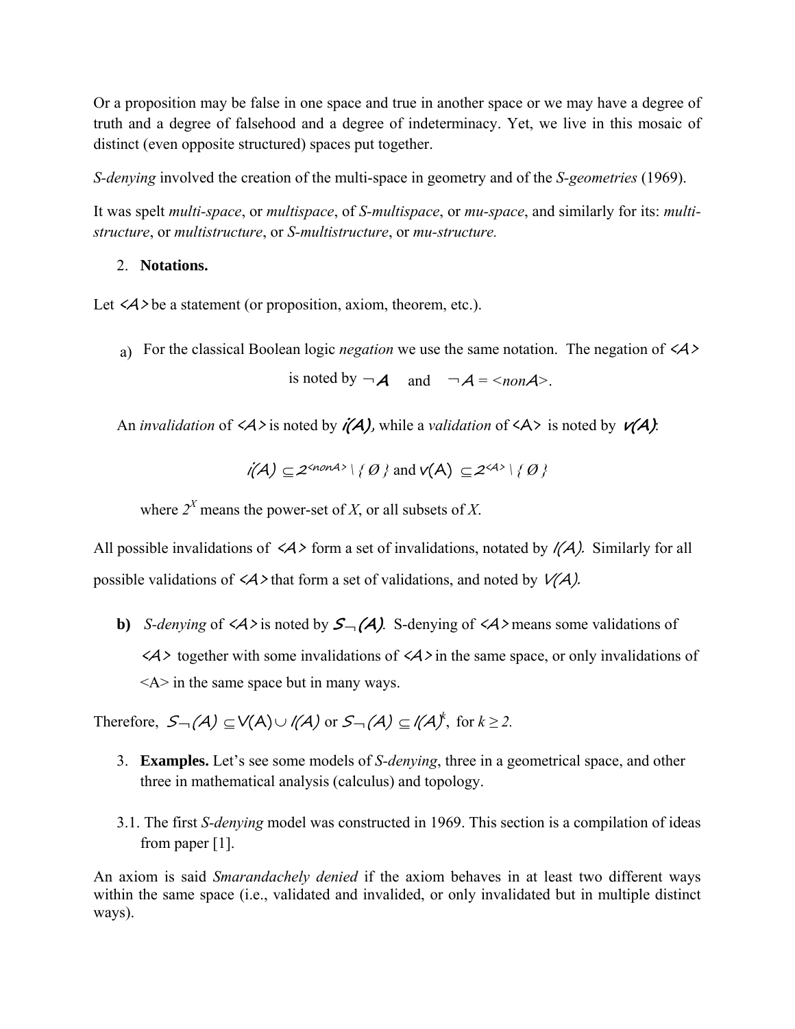Or a proposition may be false in one space and true in another space or we may have a degree of truth and a degree of falsehood and a degree of indeterminacy. Yet, we live in this mosaic of distinct (even opposite structured) spaces put together.

*S-denying* involved the creation of the multi-space in geometry and of the *S-geometries* (1969).

It was spelt *multi-space*, or *multispace*, of *S-multispace*, or *mu-space*, and similarly for its: *multi-structure*, or *multistructure*, or *S-multistructure*, or *mu-structure.*

2. **Notations.**

Let <A> be a statement (or proposition, axiom, theorem, etc.).

a) For the classical Boolean logic *negation* we use the same notation. The negation of <A> is noted by $\neg A$ and $\neg A$ = <*nonA*>.

An *invalidation* of <A> is noted by $i(A)$, while a *validation* of <A> is noted by $v(A)$:

$$i(A) \subseteq 2^{<nonA>} \setminus \{ \emptyset \} \text{ and } v(A) \subseteq 2^{<A>} \setminus \{ \emptyset \}$$

where $2^X$ means the power-set of *X*, or all subsets of *X*.

All possible invalidations of <A> form a set of invalidations, notated by $I(A)$. Similarly for all possible validations of <A> that form a set of validations, and noted by $V(A)$.

**b)** *S-denying* of <A> is noted by $S_{\neg}(A)$. S-denying of <A> means some validations of <A> together with some invalidations of <A> in the same space, or only invalidations of <A> in the same space but in many ways.

Therefore, $S_{\neg}(A) \subseteq V(A) \cup I(A)$ or $S_{\neg}(A) \subseteq I(A)^k$, for $k \geq 2$.

3. **Examples.** Let's see some models of *S-denying*, three in a geometrical space, and other three in mathematical analysis (calculus) and topology.

3.1. The first *S-denying* model was constructed in 1969. This section is a compilation of ideas from paper [1].

An axiom is said *Smarandachely denied* if the axiom behaves in at least two different ways within the same space (i.e., validated and invalided, or only invalidated but in multiple distinct ways).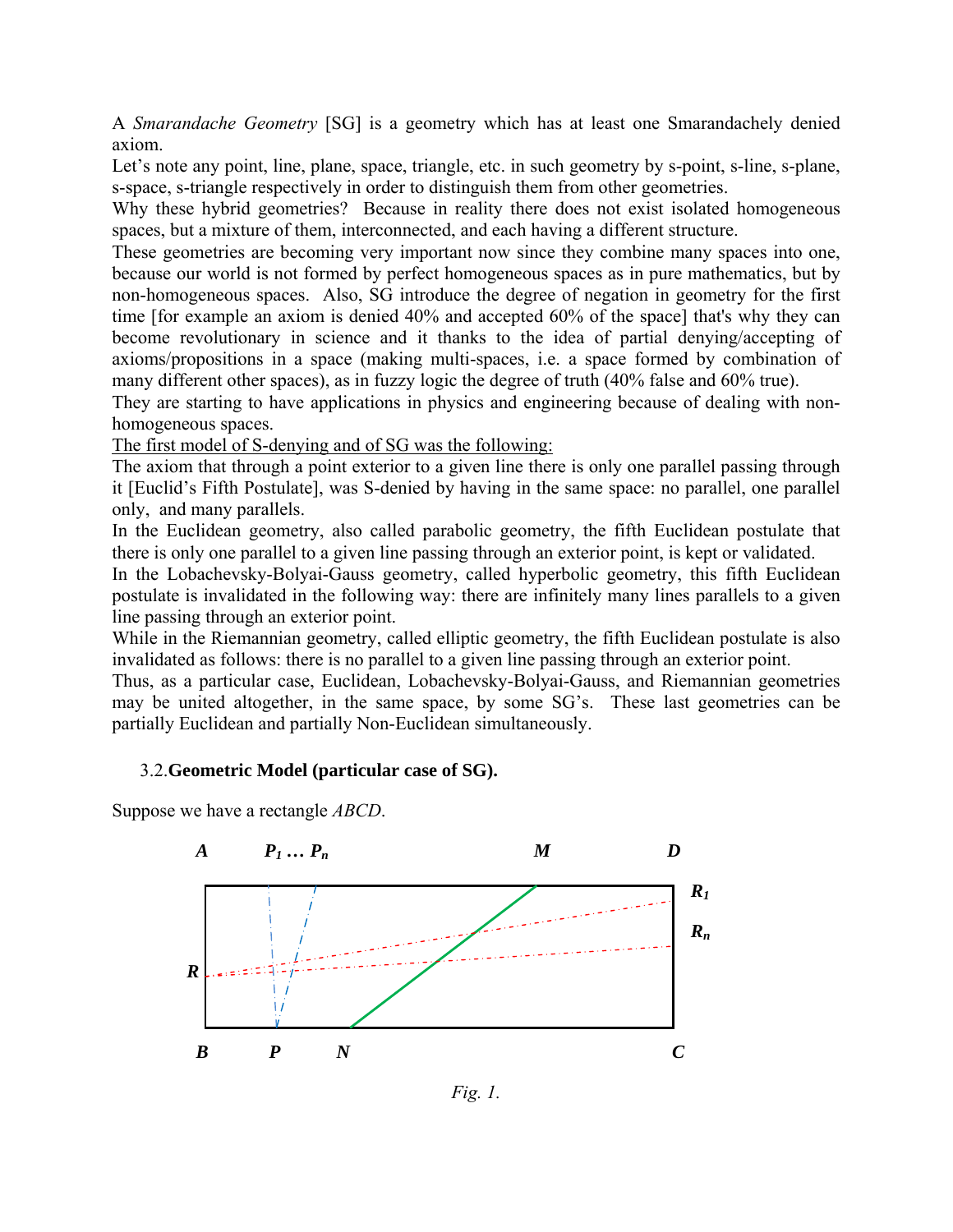A *Smarandache Geometry* [SG] is a geometry which has at least one Smarandachely denied axiom.

Let's note any point, line, plane, space, triangle, etc. in such geometry by s-point, s-line, s-plane, s-space, s-triangle respectively in order to distinguish them from other geometries.

Why these hybrid geometries? Because in reality there does not exist isolated homogeneous spaces, but a mixture of them, interconnected, and each having a different structure.

These geometries are becoming very important now since they combine many spaces into one, because our world is not formed by perfect homogeneous spaces as in pure mathematics, but by non-homogeneous spaces. Also, SG introduce the degree of negation in geometry for the first time [for example an axiom is denied 40% and accepted 60% of the space] that's why they can become revolutionary in science and it thanks to the idea of partial denying/accepting of axioms/propositions in a space (making multi-spaces, i.e. a space formed by combination of many different other spaces), as in fuzzy logic the degree of truth (40% false and 60% true).

They are starting to have applications in physics and engineering because of dealing with non-homogeneous spaces.

<u>The first model of S-denying and of SG was the following:</u>

The axiom that through a point exterior to a given line there is only one parallel passing through it [Euclid's Fifth Postulate], was S-denied by having in the same space: no parallel, one parallel only, and many parallels.

In the Euclidean geometry, also called parabolic geometry, the fifth Euclidean postulate that there is only one parallel to a given line passing through an exterior point, is kept or validated.

In the Lobachevsky-Bolyai-Gauss geometry, called hyperbolic geometry, this fifth Euclidean postulate is invalidated in the following way: there are infinitely many lines parallels to a given line passing through an exterior point.

While in the Riemannian geometry, called elliptic geometry, the fifth Euclidean postulate is also invalidated as follows: there is no parallel to a given line passing through an exterior point.

Thus, as a particular case, Euclidean, Lobachevsky-Bolyai-Gauss, and Riemannian geometries may be united altogether, in the same space, by some SG's. These last geometries can be partially Euclidean and partially Non-Euclidean simultaneously.

### 3.2. **Geometric Model (particular case of SG).**

Suppose we have a rectangle *ABCD*.

A $P_1 \ldots P_n$ M D

$R_1$

$R_n$

R

B P N C

*Fig. 1.*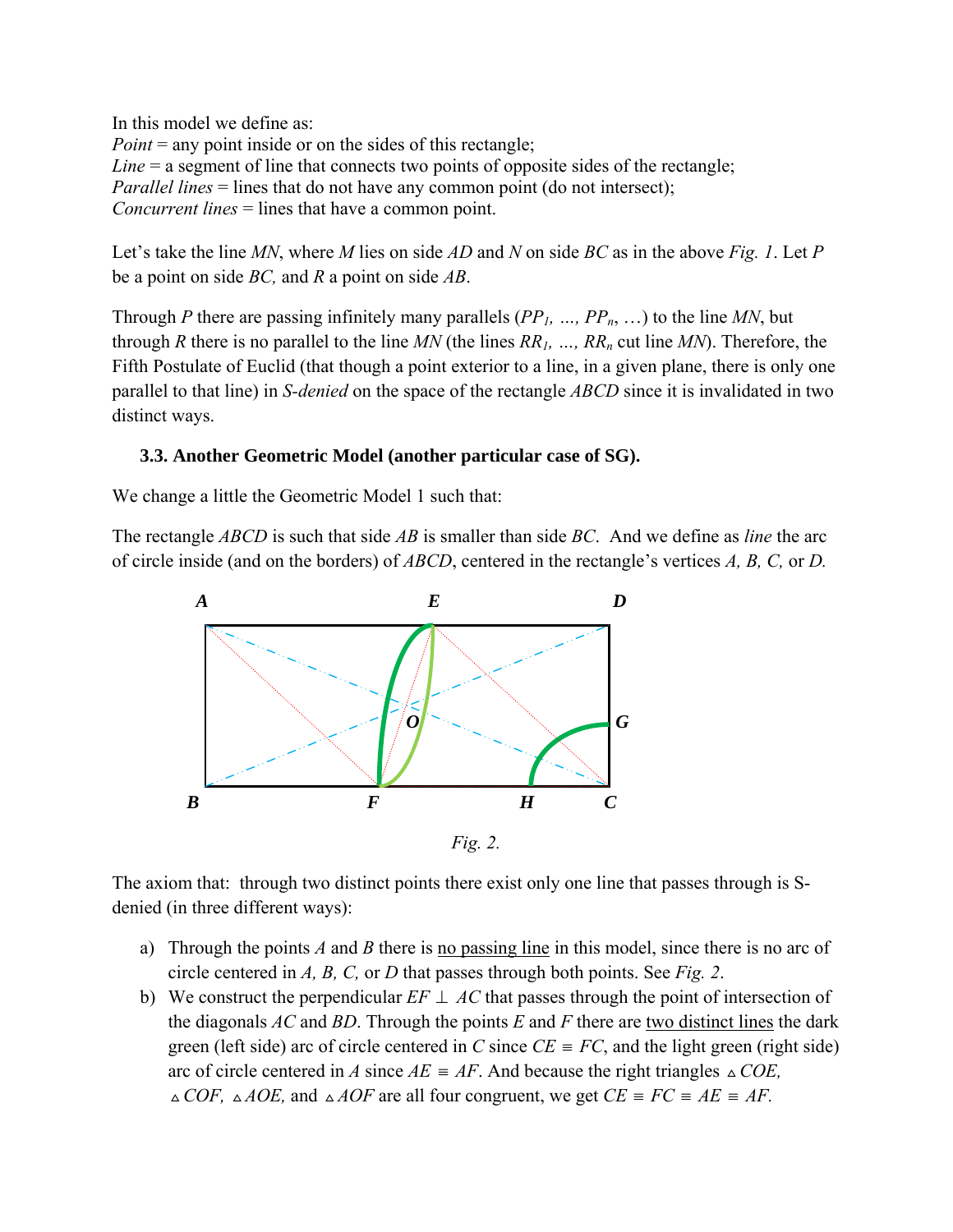In this model we define as:
*Point* = any point inside or on the sides of this rectangle;
*Line* = a segment of line that connects two points of opposite sides of the rectangle;
*Parallel lines* = lines that do not have any common point (do not intersect);
*Concurrent lines* = lines that have a common point.

Let's take the line *MN*, where *M* lies on side *AD* and *N* on side *BC* as in the above *Fig. 1*. Let *P* be a point on side *BC,* and *R* a point on side *AB*.

Through *P* there are passing infinitely many parallels ($PP_1$, ..., $PP_n$, ...) to the line *MN*, but through *R* there is no parallel to the line *MN* (the lines $RR_1$, ..., $RR_n$ cut line *MN*). Therefore, the Fifth Postulate of Euclid (that though a point exterior to a line, in a given plane, there is only one parallel to that line) in *S-denied* on the space of the rectangle *ABCD* since it is invalidated in two distinct ways.

### 3.3. Another Geometric Model (another particular case of SG).

We change a little the Geometric Model 1 such that:

The rectangle *ABCD* is such that side *AB* is smaller than side *BC*. And we define as *line* the arc of circle inside (and on the borders) of *ABCD*, centered in the rectangle's vertices *A, B, C,* or *D.*

*Fig. 2.*

The axiom that: through two distinct points there exist only one line that passes through is S-denied (in three different ways):

a) Through the points *A* and *B* there is no passing line in this model, since there is no arc of circle centered in *A, B, C,* or *D* that passes through both points. See *Fig. 2*.
b) We construct the perpendicular $EF \perp AC$ that passes through the point of intersection of the diagonals *AC* and *BD*. Through the points *E* and *F* there are two distinct lines the dark green (left side) arc of circle centered in *C* since $CE \equiv FC$, and the light green (right side) arc of circle centered in *A* since $AE \equiv AF$. And because the right triangles $\triangle COE$, $\triangle COF$, $\triangle AOE$, and $\triangle AOF$ are all four congruent, we get $CE \equiv FC \equiv AE \equiv AF$.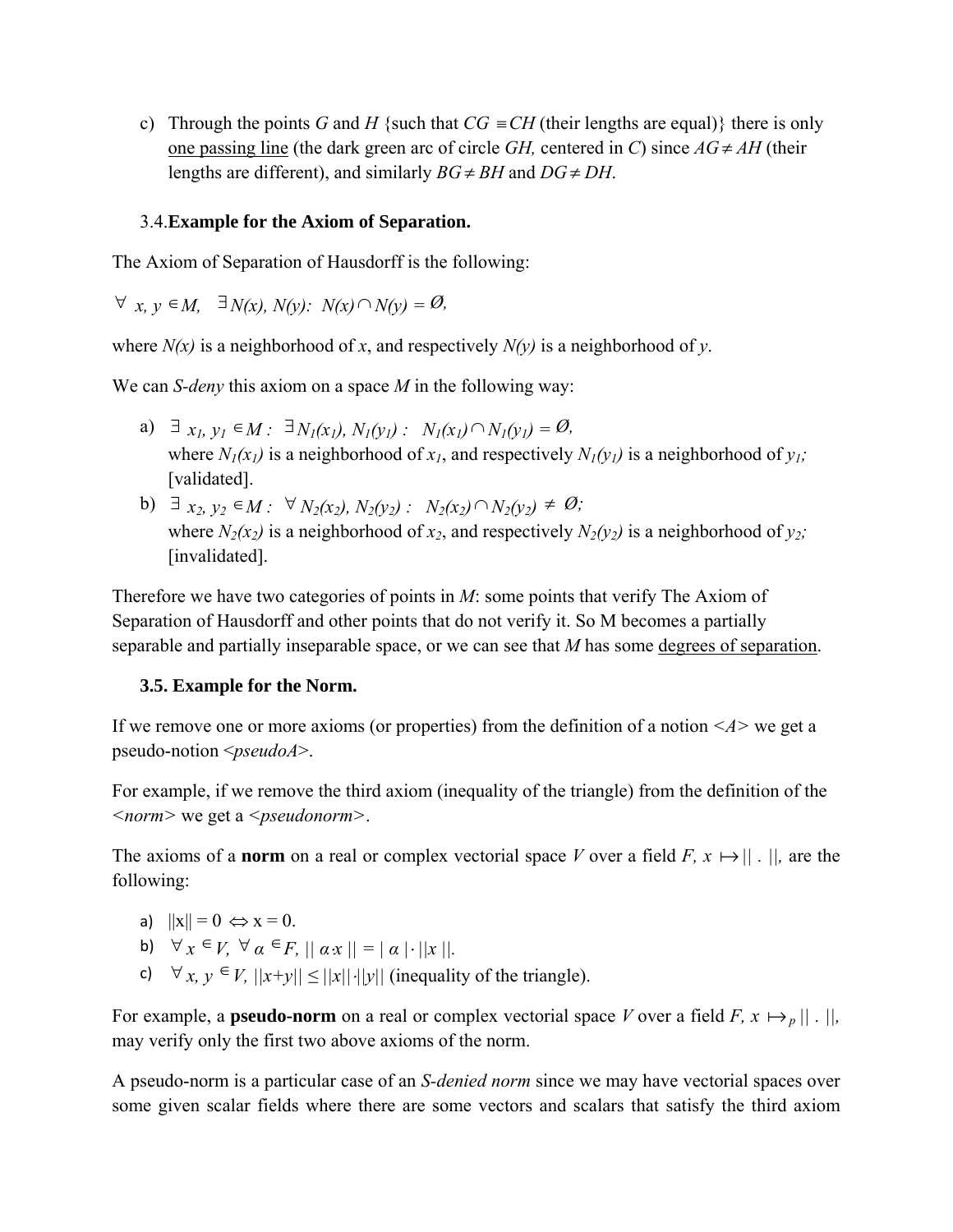c) Through the points $G$ and $H$ {such that $CG \equiv CH$ (their lengths are equal)} there is only one passing line (the dark green arc of circle $GH$, centered in $C$) since $AG \neq AH$ (their lengths are different), and similarly $BG \neq BH$ and $DG \neq DH$.

### 3.4. Example for the Axiom of Separation.

The Axiom of Separation of Hausdorff is the following:

$\forall\ x, y \in M,\ \ \exists N(x), N(y):\ N(x) \cap N(y) = \emptyset,$

where $N(x)$ is a neighborhood of $x$, and respectively $N(y)$ is a neighborhood of $y$.

We can *S-deny* this axiom on a space $M$ in the following way:

a) $\exists\ x_1, y_1 \in M:\ \exists N_1(x_1), N_1(y_1):\ \ N_1(x_1) \cap N_1(y_1) = \emptyset,$
   where $N_1(x_1)$ is a neighborhood of $x_1$, and respectively $N_1(y_1)$ is a neighborhood of $y_1$; [validated].
b) $\exists\ x_2, y_2 \in M:\ \forall N_2(x_2), N_2(y_2):\ \ N_2(x_2) \cap N_2(y_2) \neq \emptyset;$
   where $N_2(x_2)$ is a neighborhood of $x_2$, and respectively $N_2(y_2)$ is a neighborhood of $y_2$; [invalidated].

Therefore we have two categories of points in $M$: some points that verify The Axiom of Separation of Hausdorff and other points that do not verify it. So M becomes a partially separable and partially inseparable space, or we can see that $M$ has some degrees of separation.

### 3.5. Example for the Norm.

If we remove one or more axioms (or properties) from the definition of a notion <*A*> we get a pseudo-notion <*pseudoA*>.

For example, if we remove the third axiom (inequality of the triangle) from the definition of the <*norm*> we get a <*pseudonorm*>.

The axioms of a **norm** on a real or complex vectorial space $V$ over a field $F$, $x \mapsto ||\ .\ ||$, are the following:

a) $||x|| = 0 \Leftrightarrow x = 0$.
b) $\forall x \in V,\ \forall \alpha \in F,\ ||\ \alpha x\ || = |\ \alpha\ | \cdot ||x\ ||$.
c) $\forall x, y \in V,\ ||x+y|| \leq ||x|| \cdot ||y||$ (inequality of the triangle).

For example, a **pseudo-norm** on a real or complex vectorial space $V$ over a field $F$, $x \mapsto_p ||\ .\ ||$, may verify only the first two above axioms of the norm.

A pseudo-norm is a particular case of an *S-denied norm* since we may have vectorial spaces over some given scalar fields where there are some vectors and scalars that satisfy the third axiom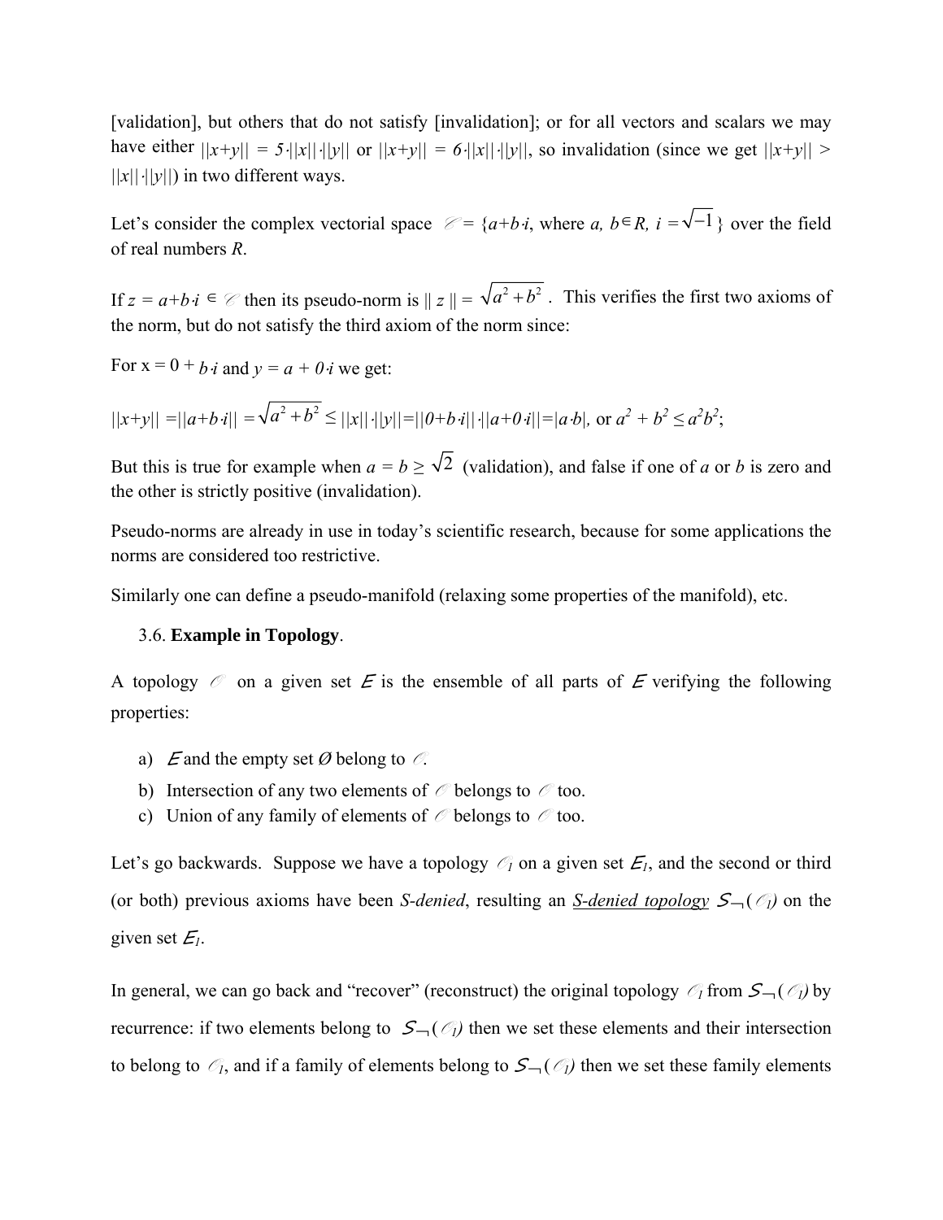[validation], but others that do not satisfy [invalidation]; or for all vectors and scalars we may have either $||x+y|| = 5\cdot||x||\cdot||y||$ or $||x+y|| = 6\cdot||x||\cdot||y||$, so invalidation (since we get $||x+y|| > ||x||\cdot||y||$) in two different ways.

Let's consider the complex vectorial space $\mathscr{C} = \{a+b\cdot i$, where $a, b \in R$, $i = \sqrt{-1}\}$ over the field of real numbers $R$.

If $z = a+b\cdot i \in \mathscr{C}$ then its pseudo-norm is $\| z \| = \sqrt{a^2+b^2}$ . This verifies the first two axioms of the norm, but do not satisfy the third axiom of the norm since:

For $x = 0 + b\cdot i$ and $y = a + 0\cdot i$ we get:

$||x+y|| = ||a+b\cdot i|| = \sqrt{a^2+b^2} \leq ||x||\cdot||y|| = ||0+b\cdot i||\cdot||a+0\cdot i|| = |a\cdot b|$, or $a^2 + b^2 \leq a^2b^2$;

But this is true for example when $a = b \geq \sqrt{2}$ (validation), and false if one of $a$ or $b$ is zero and the other is strictly positive (invalidation).

Pseudo-norms are already in use in today's scientific research, because for some applications the norms are considered too restrictive.

Similarly one can define a pseudo-manifold (relaxing some properties of the manifold), etc.

### 3.6. **Example in Topology**.

A topology $\mathscr{O}$ on a given set $E$ is the ensemble of all parts of $E$ verifying the following properties:

a) $E$ and the empty set $\emptyset$ belong to $\mathscr{O}$.
b) Intersection of any two elements of $\mathscr{O}$ belongs to $\mathscr{O}$ too.
c) Union of any family of elements of $\mathscr{O}$ belongs to $\mathscr{O}$ too.

Let's go backwards. Suppose we have a topology $\mathscr{O}_1$ on a given set $E_1$, and the second or third (or both) previous axioms have been *S-denied*, resulting an ***S-denied topology*** $S_{\neg}(\mathscr{O}_1)$ on the given set $E_1$.

In general, we can go back and "recover" (reconstruct) the original topology $\mathscr{O}_1$ from $S_{\neg}(\mathscr{O}_1)$ by recurrence: if two elements belong to $S_{\neg}(\mathscr{O}_1)$ then we set these elements and their intersection to belong to $\mathscr{O}_1$, and if a family of elements belong to $S_{\neg}(\mathscr{O}_1)$ then we set these family elements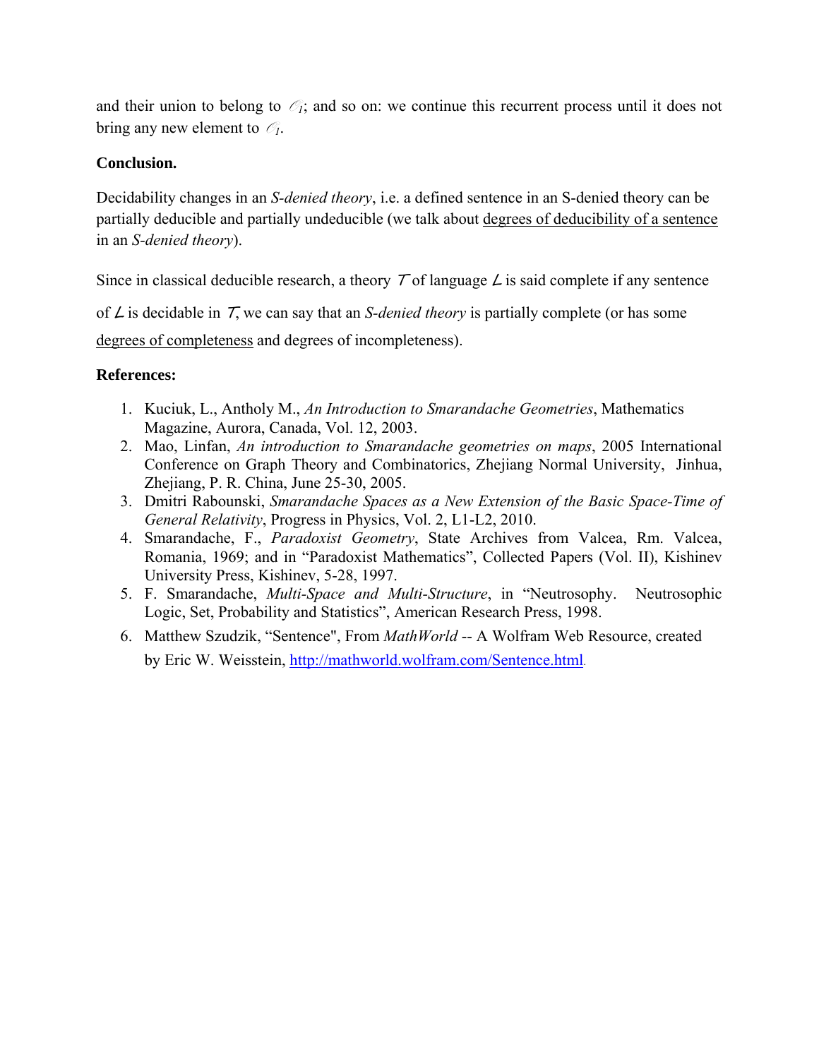and their union to belong to $\mathcal{O}_1$; and so on: we continue this recurrent process until it does not bring any new element to $\mathcal{O}_1$.

**Conclusion.**

Decidability changes in an *S-denied theory*, i.e. a defined sentence in an S-denied theory can be partially deducible and partially undeducible (we talk about <u>degrees of deducibility of a sentence</u> in an *S-denied theory*).

Since in classical deducible research, a theory $\mathcal{T}$ of language $\mathcal{L}$ is said complete if any sentence of $\mathcal{L}$ is decidable in $\mathcal{T}$, we can say that an *S-denied theory* is partially complete (or has some <u>degrees of completeness</u> and degrees of incompleteness).

**References:**

1. Kuciuk, L., Antholy M., *An Introduction to Smarandache Geometries*, Mathematics Magazine, Aurora, Canada, Vol. 12, 2003.
2. Mao, Linfan, *An introduction to Smarandache geometries on maps*, 2005 International Conference on Graph Theory and Combinatorics, Zhejiang Normal University, Jinhua, Zhejiang, P. R. China, June 25-30, 2005.
3. Dmitri Rabounski, *Smarandache Spaces as a New Extension of the Basic Space-Time of General Relativity*, Progress in Physics, Vol. 2, L1-L2, 2010.
4. Smarandache, F., *Paradoxist Geometry*, State Archives from Valcea, Rm. Valcea, Romania, 1969; and in "Paradoxist Mathematics", Collected Papers (Vol. II), Kishinev University Press, Kishinev, 5-28, 1997.
5. F. Smarandache, *Multi-Space and Multi-Structure*, in "Neutrosophy. Neutrosophic Logic, Set, Probability and Statistics", American Research Press, 1998.
6. Matthew Szudzik, "Sentence", From *MathWorld* -- A Wolfram Web Resource, created by Eric W. Weisstein, http://mathworld.wolfram.com/Sentence.html.